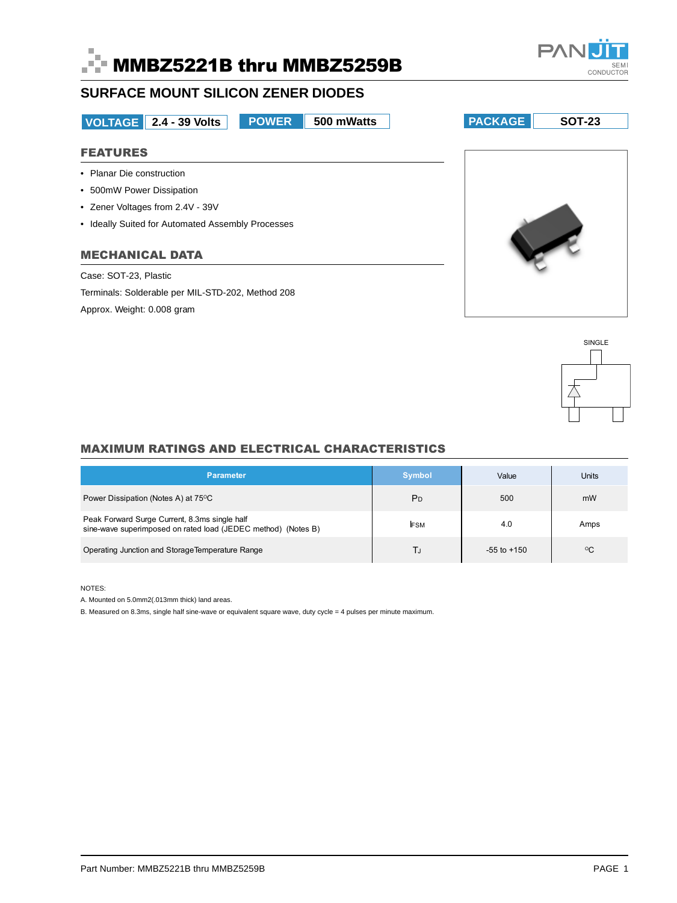# MMBZ5221B thru MMBZ5259B

## SURFACE MOUNT SILICON ZENER DIODES

| VOLTAGE | 2.4 - 39 Volts | POWER | 500 mWatts | PACKAGE | SOT-23 |
|---|---|---|---|---|---|

### FEATURES

- Planar Die construction
- 500mW Power Dissipation
- Zener Voltages from 2.4V - 39V
- Ideally Suited for Automated Assembly Processes

### MECHANICAL DATA

Case: SOT-23, Plastic

Terminals: Solderable per MIL-STD-202, Method 208

Approx. Weight: 0.008 gram

SINGLE

### MAXIMUM RATINGS AND ELECTRICAL CHARACTERISTICS

| Parameter | Symbol | Value | Units |
|---|---|---|---|
| Power Dissipation (Notes A) at 75°C | $P_D$ | 500 | mW |
| Peak Forward Surge Current, 8.3ms single half sine-wave superimposed on rated load (JEDEC method) (Notes B) | $I_{FSM}$ | 4.0 | Amps |
| Operating Junction and Storage Temperature Range | $T_J$ | -55 to +150 | °C |

NOTES:

A. Mounted on 5.0mm2(.013mm thick) land areas.

B. Measured on 8.3ms, single half sine-wave or equivalent square wave, duty cycle = 4 pulses per minute maximum.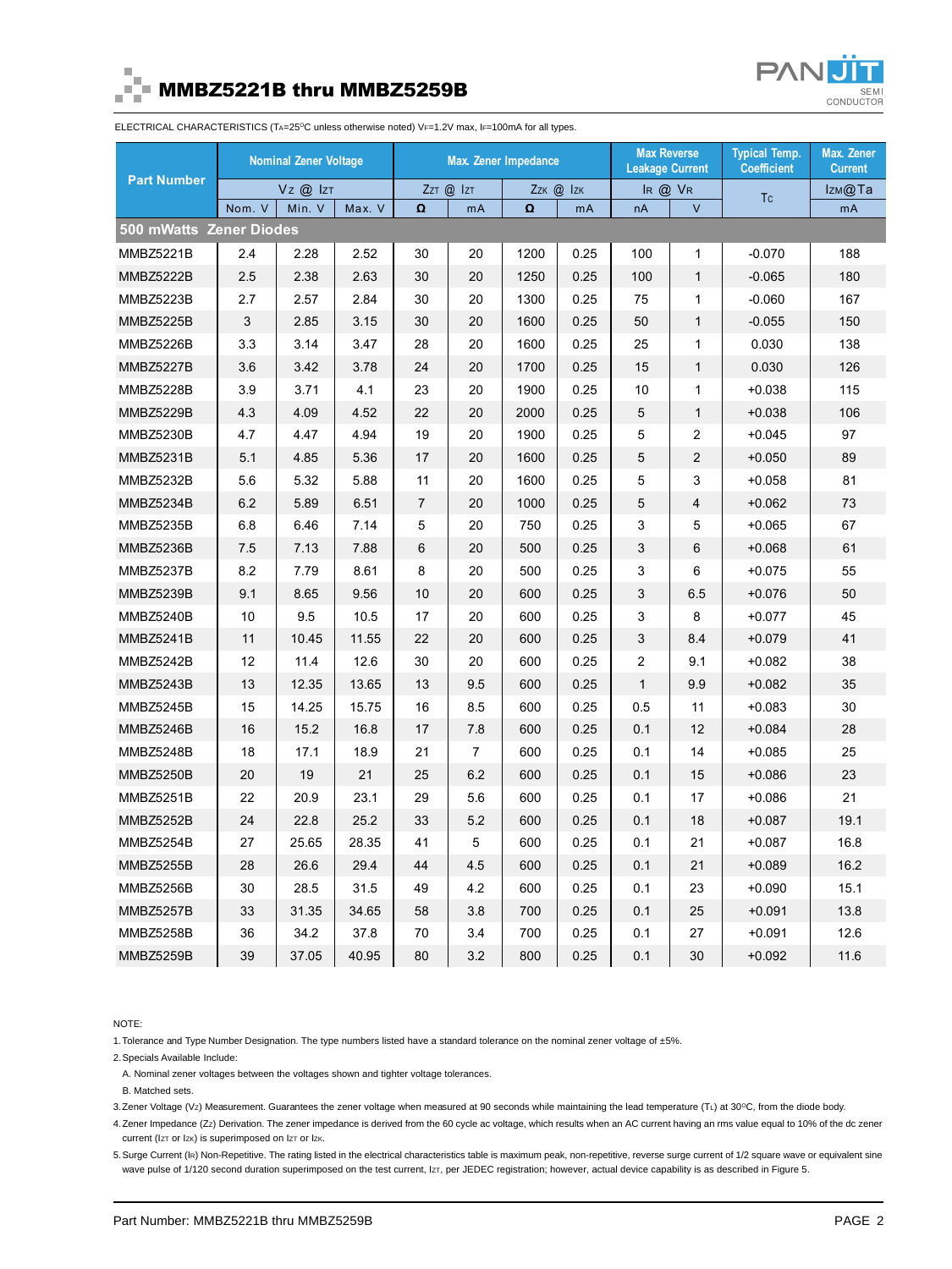# MMBZ5221B thru MMBZ5259B

ELECTRICAL CHARACTERISTICS ($T_A$=25°C unless otherwise noted) $V_F$=1.2V max, $I_F$=100mA for all types.

| Part Number | Nominal Zener Voltage | | | Max. Zener Impedance | | | | Max Reverse Leakage Current | | Typical Temp. Coefficient | Max. Zener Current |
|---|---|---|---|---|---|---|---|---|---|---|---|
| | $V_Z$ @ $I_{ZT}$ | | | $Z_{ZT}$ @ $I_{ZT}$ | | $Z_{ZK}$ @ $I_{ZK}$ | | $I_R$ @ $V_R$ | | $T_C$ | $I_{ZM}$@Ta |
| | Nom. V | Min. V | Max. V | Ω | mA | Ω | mA | nA | V | | mA |
| **500 mWatts Zener Diodes** | | | | | | | | | | | |
| MMBZ5221B | 2.4 | 2.28 | 2.52 | 30 | 20 | 1200 | 0.25 | 100 | 1 | -0.070 | 188 |
| MMBZ5222B | 2.5 | 2.38 | 2.63 | 30 | 20 | 1250 | 0.25 | 100 | 1 | -0.065 | 180 |
| MMBZ5223B | 2.7 | 2.57 | 2.84 | 30 | 20 | 1300 | 0.25 | 75 | 1 | -0.060 | 167 |
| MMBZ5225B | 3 | 2.85 | 3.15 | 30 | 20 | 1600 | 0.25 | 50 | 1 | -0.055 | 150 |
| MMBZ5226B | 3.3 | 3.14 | 3.47 | 28 | 20 | 1600 | 0.25 | 25 | 1 | 0.030 | 138 |
| MMBZ5227B | 3.6 | 3.42 | 3.78 | 24 | 20 | 1700 | 0.25 | 15 | 1 | 0.030 | 126 |
| MMBZ5228B | 3.9 | 3.71 | 4.1 | 23 | 20 | 1900 | 0.25 | 10 | 1 | +0.038 | 115 |
| MMBZ5229B | 4.3 | 4.09 | 4.52 | 22 | 20 | 2000 | 0.25 | 5 | 1 | +0.038 | 106 |
| MMBZ5230B | 4.7 | 4.47 | 4.94 | 19 | 20 | 1900 | 0.25 | 5 | 2 | +0.045 | 97 |
| MMBZ5231B | 5.1 | 4.85 | 5.36 | 17 | 20 | 1600 | 0.25 | 5 | 2 | +0.050 | 89 |
| MMBZ5232B | 5.6 | 5.32 | 5.88 | 11 | 20 | 1600 | 0.25 | 5 | 3 | +0.058 | 81 |
| MMBZ5234B | 6.2 | 5.89 | 6.51 | 7 | 20 | 1000 | 0.25 | 5 | 4 | +0.062 | 73 |
| MMBZ5235B | 6.8 | 6.46 | 7.14 | 5 | 20 | 750 | 0.25 | 3 | 5 | +0.065 | 67 |
| MMBZ5236B | 7.5 | 7.13 | 7.88 | 6 | 20 | 500 | 0.25 | 3 | 6 | +0.068 | 61 |
| MMBZ5237B | 8.2 | 7.79 | 8.61 | 8 | 20 | 500 | 0.25 | 3 | 6 | +0.075 | 55 |
| MMBZ5239B | 9.1 | 8.65 | 9.56 | 10 | 20 | 600 | 0.25 | 3 | 6.5 | +0.076 | 50 |
| MMBZ5240B | 10 | 9.5 | 10.5 | 17 | 20 | 600 | 0.25 | 3 | 8 | +0.077 | 45 |
| MMBZ5241B | 11 | 10.45 | 11.55 | 22 | 20 | 600 | 0.25 | 3 | 8.4 | +0.079 | 41 |
| MMBZ5242B | 12 | 11.4 | 12.6 | 30 | 20 | 600 | 0.25 | 2 | 9.1 | +0.082 | 38 |
| MMBZ5243B | 13 | 12.35 | 13.65 | 13 | 9.5 | 600 | 0.25 | 1 | 9.9 | +0.082 | 35 |
| MMBZ5245B | 15 | 14.25 | 15.75 | 16 | 8.5 | 600 | 0.25 | 0.5 | 11 | +0.083 | 30 |
| MMBZ5246B | 16 | 15.2 | 16.8 | 17 | 7.8 | 600 | 0.25 | 0.1 | 12 | +0.084 | 28 |
| MMBZ5248B | 18 | 17.1 | 18.9 | 21 | 7 | 600 | 0.25 | 0.1 | 14 | +0.085 | 25 |
| MMBZ5250B | 20 | 19 | 21 | 25 | 6.2 | 600 | 0.25 | 0.1 | 15 | +0.086 | 23 |
| MMBZ5251B | 22 | 20.9 | 23.1 | 29 | 5.6 | 600 | 0.25 | 0.1 | 17 | +0.086 | 21 |
| MMBZ5252B | 24 | 22.8 | 25.2 | 33 | 5.2 | 600 | 0.25 | 0.1 | 18 | +0.087 | 19.1 |
| MMBZ5254B | 27 | 25.65 | 28.35 | 41 | 5 | 600 | 0.25 | 0.1 | 21 | +0.087 | 16.8 |
| MMBZ5255B | 28 | 26.6 | 29.4 | 44 | 4.5 | 600 | 0.25 | 0.1 | 21 | +0.089 | 16.2 |
| MMBZ5256B | 30 | 28.5 | 31.5 | 49 | 4.2 | 600 | 0.25 | 0.1 | 23 | +0.090 | 15.1 |
| MMBZ5257B | 33 | 31.35 | 34.65 | 58 | 3.8 | 700 | 0.25 | 0.1 | 25 | +0.091 | 13.8 |
| MMBZ5258B | 36 | 34.2 | 37.8 | 70 | 3.4 | 700 | 0.25 | 0.1 | 27 | +0.091 | 12.6 |
| MMBZ5259B | 39 | 37.05 | 40.95 | 80 | 3.2 | 800 | 0.25 | 0.1 | 30 | +0.092 | 11.6 |

NOTE:

1. Tolerance and Type Number Designation. The type numbers listed have a standard tolerance on the nominal zener voltage of ±5%.
2. Specials Available Include:
   A. Nominal zener voltages between the voltages shown and tighter voltage tolerances.
   B. Matched sets.
3. Zener Voltage ($V_Z$) Measurement. Guarantees the zener voltage when measured at 90 seconds while maintaining the lead temperature ($T_L$) at 30°C, from the diode body.
4. Zener Impedance ($Z_Z$) Derivation. The zener impedance is derived from the 60 cycle ac voltage, which results when an AC current having an rms value equal to 10% of the dc zener current ($I_{ZT}$ or $I_{ZK}$) is superimposed on $I_{ZT}$ or $I_{ZK}$.
5. Surge Current ($I_R$) Non-Repetitive. The rating listed in the electrical characteristics table is maximum peak, non-repetitive, reverse surge current of 1/2 square wave or equivalent sine wave pulse of 1/120 second duration superimposed on the test current, $I_{ZT}$, per JEDEC registration; however, actual device capability is as described in Figure 5.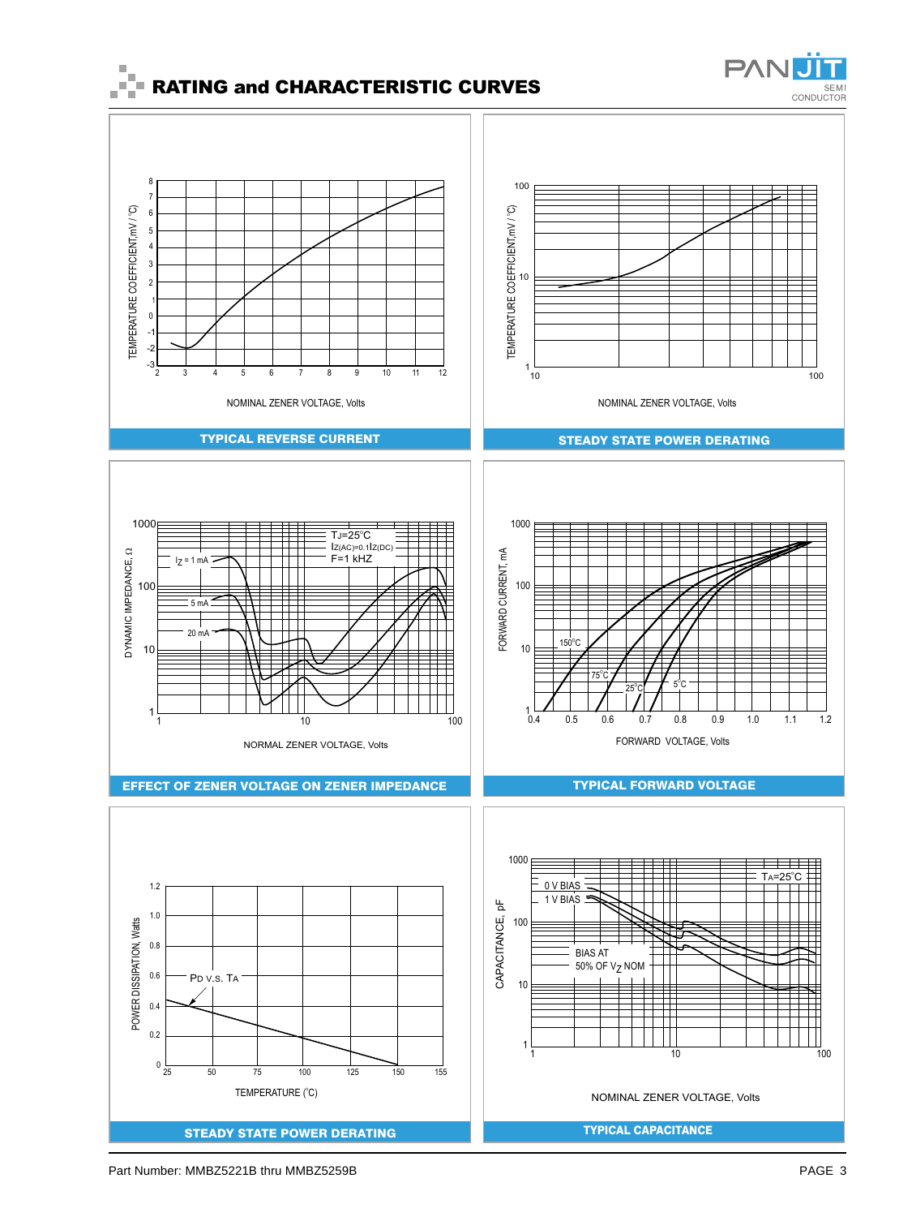## RATING and CHARACTERISTIC CURVES

TEMPERATURE COEFFICIENT,mV / °C)

NOMINAL ZENER VOLTAGE, Volts

**TYPICAL REVERSE CURRENT**

TEMPERATURE COEFFICIENT,mV / °C)

NOMINAL ZENER VOLTAGE, Volts

**STEADY STATE POWER DERATING**

DYNAMIC IMPEDANCE, Ω

$T_J$=25°C
$I_{Z(AC)}$=0.1$I_{Z(DC)}$
F=1 kHZ

$I_Z$ = 1 mA
5 mA
20 mA

NORMAL ZENER VOLTAGE, Volts

**EFFECT OF ZENER VOLTAGE ON ZENER IMPEDANCE**

FORWARD CURRENT, mA

150°C
75°C
25°C
5°C

FORWARD VOLTAGE, Volts

**TYPICAL FORWARD VOLTAGE**

POWER DISSIPATION, Watts

$P_D$ V.S. $T_A$

TEMPERATURE (°C)

**STEADY STATE POWER DERATING**

CAPACITANCE, pF

$T_A$=25°C
0 V BIAS
1 V BIAS
BIAS AT 50% OF $V_Z$ NOM

NOMINAL ZENER VOLTAGE, Volts

**TYPICAL CAPACITANCE**

Part Number: MMBZ5221B thru MMBZ5259B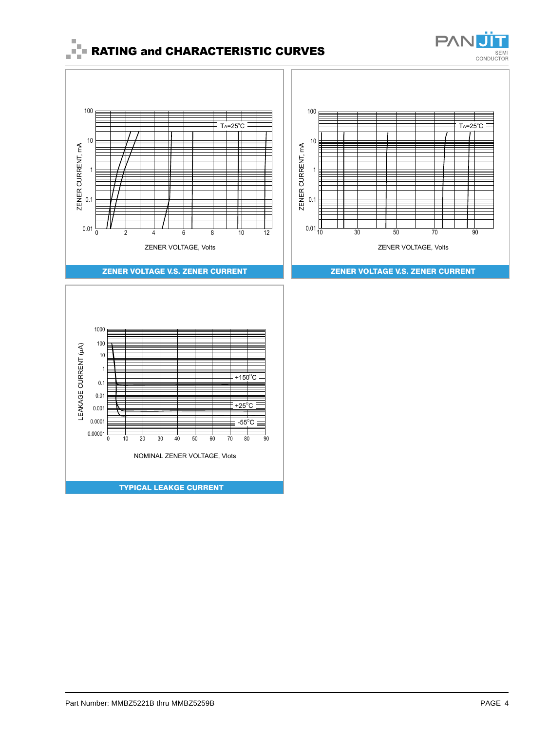## RATING and CHARACTERISTIC CURVES

ZENER CURRENT, mA

100
10
1
0.1
0.01

TA=25°C

0 2 4 6 8 10 12

ZENER VOLTAGE, Volts

**ZENER VOLTAGE V.S. ZENER CURRENT**

ZENER CURRENT, mA

100
10
1
0.1
0.01

TA=25°C

10 30 50 70 90

ZENER VOLTAGE, Volts

**ZENER VOLTAGE V.S. ZENER CURRENT**

LEAKAGE CURRENT (μA)

1000
100
10
1
0.1
0.01
0.001
0.0001
0.00001

+150°C
+25°C
-55°C

0 10 20 30 40 50 60 70 80 90

NOMINAL ZENER VOLTAGE, Vlots

**TYPICAL LEAKGE CURRENT**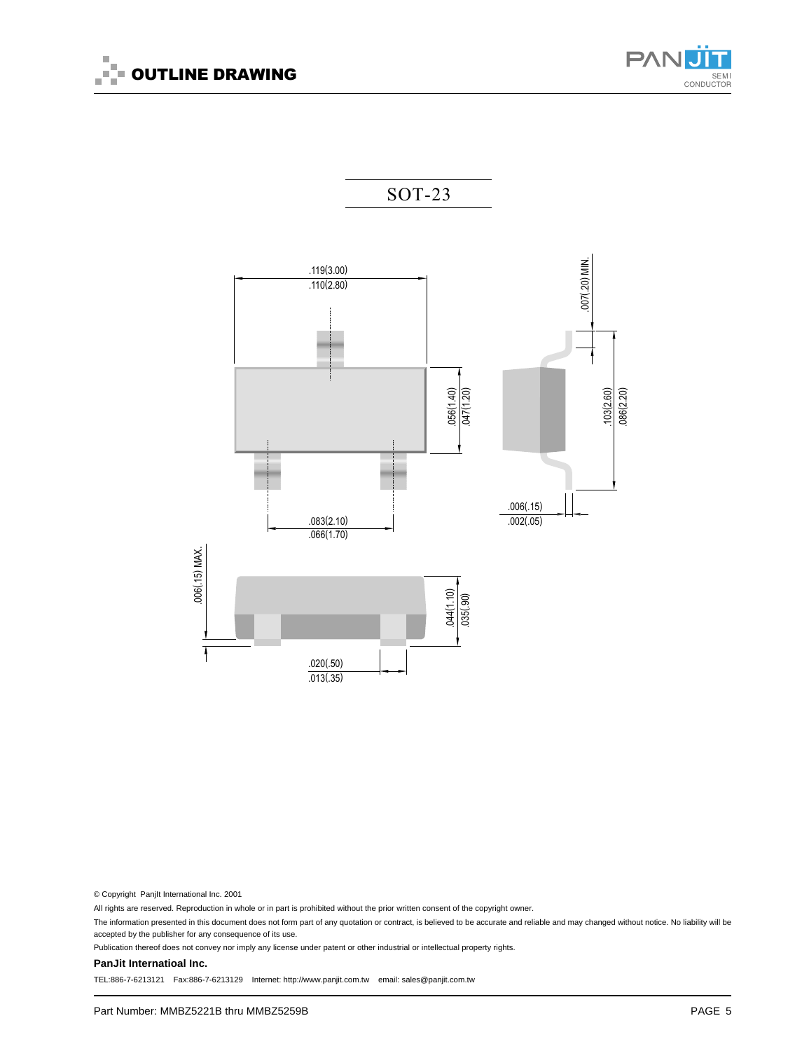# OUTLINE DRAWING

## SOT-23

.119(3.00)
.110(2.80)

.007(.20) MIN.

.056(1.40)
.047(1.20)

.103(2.60)
.086(2.20)

.006(.15)
.002(.05)

.083(2.10)
.066(1.70)

.006(.15) MAX.

.044(1.10)
.035(.90)

.020(.50)
.013(.35)

© Copyright Panjlt International Inc. 2001

All rights are reserved. Reproduction in whole or in part is prohibited without the prior written consent of the copyright owner.

The information presented in this document does not form part of any quotation or contract, is believed to be accurate and reliable and may changed without notice. No liability will be accepted by the publisher for any consequence of its use.

Publication thereof does not convey nor imply any license under patent or other industrial or intellectual property rights.

**PanJit Internatioal Inc.**

TEL:886-7-6213121 Fax:886-7-6213129 Internet: http://www.panjit.com.tw email: sales@panjit.com.tw

Part Number: MMBZ5221B thru MMBZ5259B